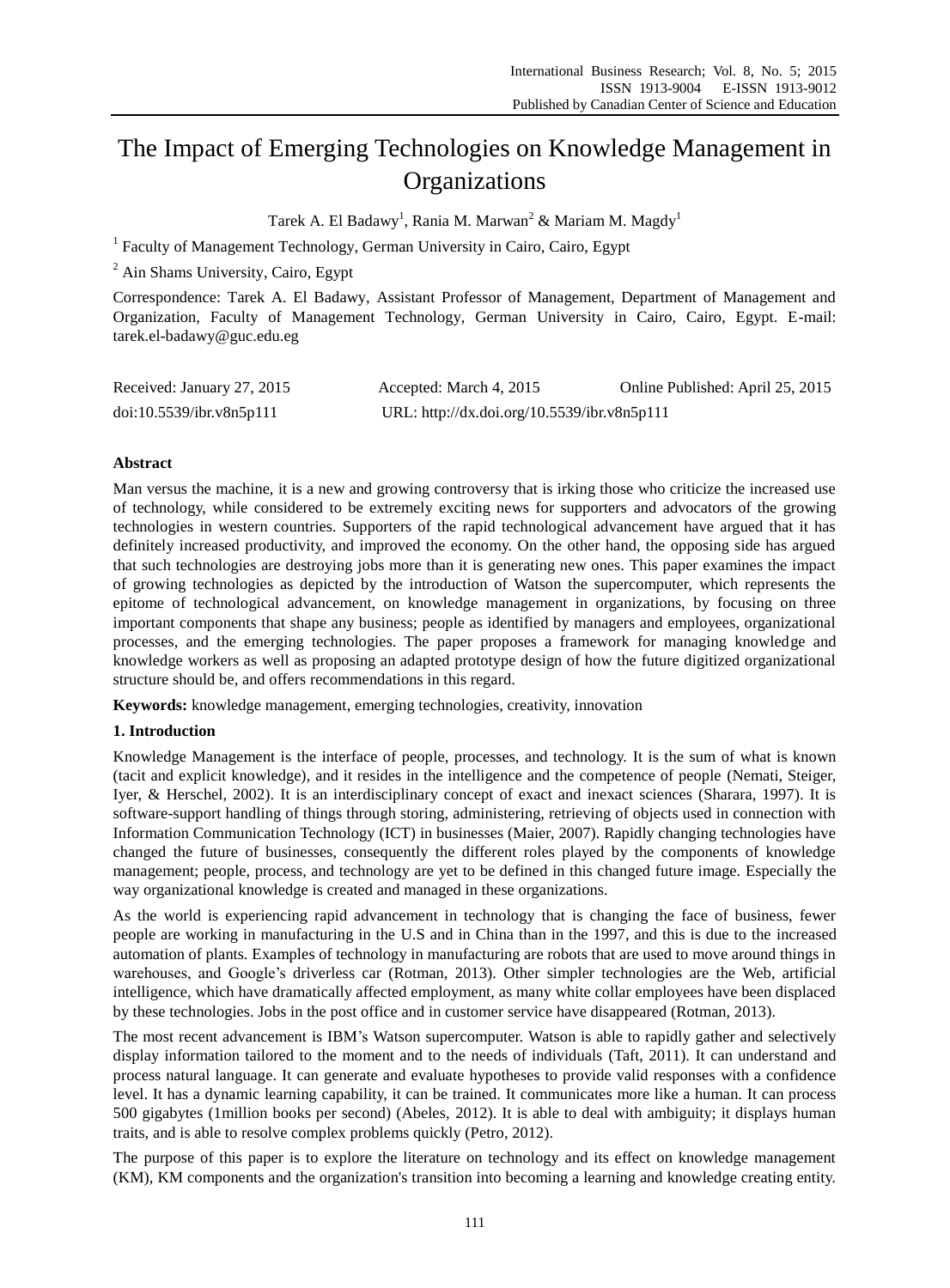# The Impact of Emerging Technologies on Knowledge Management in Organizations

Tarek A. El Badawy[1], Rania M. Marwan[2] & Mariam M. Magdy[1]

[1] Faculty of Management Technology, German University in Cairo, Cairo, Egypt

[2] Ain Shams University, Cairo, Egypt

Correspondence: Tarek A. El Badawy, Assistant Professor of Management, Department of Management and Organization, Faculty of Management Technology, German University in Cairo, Cairo, Egypt. E-mail: tarek.el-badawy@guc.edu.eg

Received: January 27, 2015    Accepted: March 4, 2015    Online Published: April 25, 2015

doi:10.5539/ibr.v8n5p111    URL: http://dx.doi.org/10.5539/ibr.v8n5p111

## Abstract

Man versus the machine, it is a new and growing controversy that is irking those who criticize the increased use of technology, while considered to be extremely exciting news for supporters and advocators of the growing technologies in western countries. Supporters of the rapid technological advancement have argued that it has definitely increased productivity, and improved the economy. On the other hand, the opposing side has argued that such technologies are destroying jobs more than it is generating new ones. This paper examines the impact of growing technologies as depicted by the introduction of Watson the supercomputer, which represents the epitome of technological advancement, on knowledge management in organizations, by focusing on three important components that shape any business; people as identified by managers and employees, organizational processes, and the emerging technologies. The paper proposes a framework for managing knowledge and knowledge workers as well as proposing an adapted prototype design of how the future digitized organizational structure should be, and offers recommendations in this regard.

**Keywords:** knowledge management, emerging technologies, creativity, innovation

## 1. Introduction

Knowledge Management is the interface of people, processes, and technology. It is the sum of what is known (tacit and explicit knowledge), and it resides in the intelligence and the competence of people (Nemati, Steiger, Iyer, & Herschel, 2002). It is an interdisciplinary concept of exact and inexact sciences (Sharara, 1997). It is software-support handling of things through storing, administering, retrieving of objects used in connection with Information Communication Technology (ICT) in businesses (Maier, 2007). Rapidly changing technologies have changed the future of businesses, consequently the different roles played by the components of knowledge management; people, process, and technology are yet to be defined in this changed future image. Especially the way organizational knowledge is created and managed in these organizations.

As the world is experiencing rapid advancement in technology that is changing the face of business, fewer people are working in manufacturing in the U.S and in China than in the 1997, and this is due to the increased automation of plants. Examples of technology in manufacturing are robots that are used to move around things in warehouses, and Google's driverless car (Rotman, 2013). Other simpler technologies are the Web, artificial intelligence, which have dramatically affected employment, as many white collar employees have been displaced by these technologies. Jobs in the post office and in customer service have disappeared (Rotman, 2013).

The most recent advancement is IBM's Watson supercomputer. Watson is able to rapidly gather and selectively display information tailored to the moment and to the needs of individuals (Taft, 2011). It can understand and process natural language. It can generate and evaluate hypotheses to provide valid responses with a confidence level. It has a dynamic learning capability, it can be trained. It communicates more like a human. It can process 500 gigabytes (1million books per second) (Abeles, 2012). It is able to deal with ambiguity; it displays human traits, and is able to resolve complex problems quickly (Petro, 2012).

The purpose of this paper is to explore the literature on technology and its effect on knowledge management (KM), KM components and the organization's transition into becoming a learning and knowledge creating entity.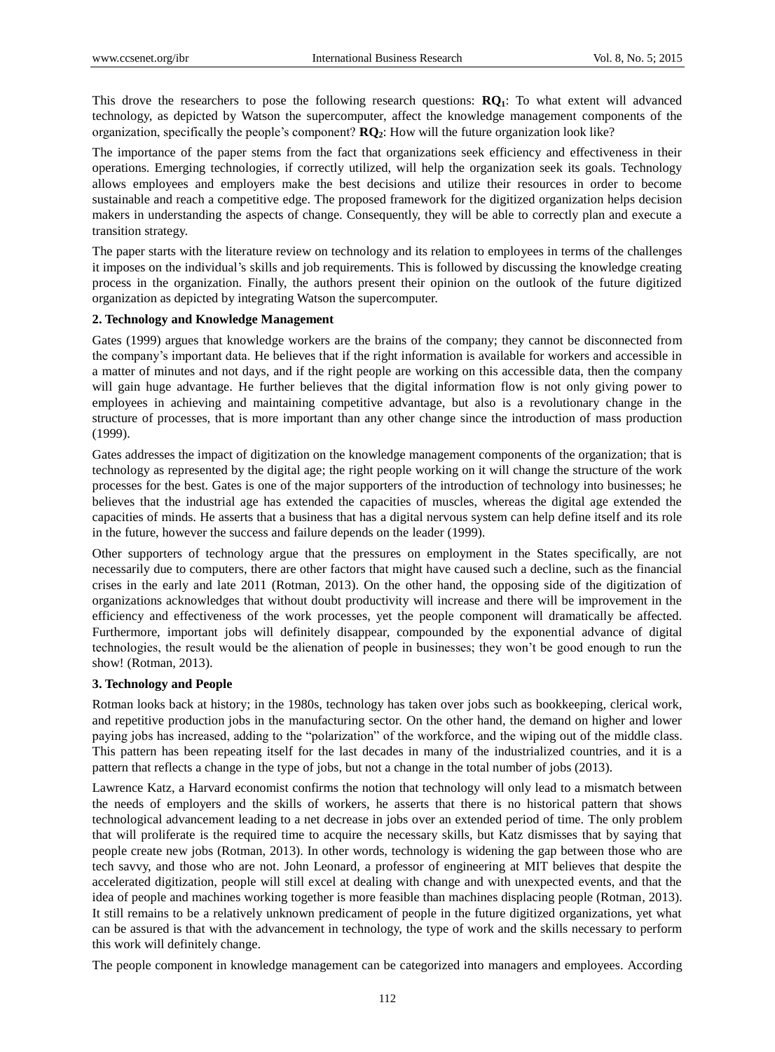This drove the researchers to pose the following research questions: **RQ$_1$**: To what extent will advanced technology, as depicted by Watson the supercomputer, affect the knowledge management components of the organization, specifically the people's component? **RQ$_2$**: How will the future organization look like?

The importance of the paper stems from the fact that organizations seek efficiency and effectiveness in their operations. Emerging technologies, if correctly utilized, will help the organization seek its goals. Technology allows employees and employers make the best decisions and utilize their resources in order to become sustainable and reach a competitive edge. The proposed framework for the digitized organization helps decision makers in understanding the aspects of change. Consequently, they will be able to correctly plan and execute a transition strategy.

The paper starts with the literature review on technology and its relation to employees in terms of the challenges it imposes on the individual's skills and job requirements. This is followed by discussing the knowledge creating process in the organization. Finally, the authors present their opinion on the outlook of the future digitized organization as depicted by integrating Watson the supercomputer.

## 2. Technology and Knowledge Management

Gates (1999) argues that knowledge workers are the brains of the company; they cannot be disconnected from the company's important data. He believes that if the right information is available for workers and accessible in a matter of minutes and not days, and if the right people are working on this accessible data, then the company will gain huge advantage. He further believes that the digital information flow is not only giving power to employees in achieving and maintaining competitive advantage, but also is a revolutionary change in the structure of processes, that is more important than any other change since the introduction of mass production (1999).

Gates addresses the impact of digitization on the knowledge management components of the organization; that is technology as represented by the digital age; the right people working on it will change the structure of the work processes for the best. Gates is one of the major supporters of the introduction of technology into businesses; he believes that the industrial age has extended the capacities of muscles, whereas the digital age extended the capacities of minds. He asserts that a business that has a digital nervous system can help define itself and its role in the future, however the success and failure depends on the leader (1999).

Other supporters of technology argue that the pressures on employment in the States specifically, are not necessarily due to computers, there are other factors that might have caused such a decline, such as the financial crises in the early and late 2011 (Rotman, 2013). On the other hand, the opposing side of the digitization of organizations acknowledges that without doubt productivity will increase and there will be improvement in the efficiency and effectiveness of the work processes, yet the people component will dramatically be affected. Furthermore, important jobs will definitely disappear, compounded by the exponential advance of digital technologies, the result would be the alienation of people in businesses; they won't be good enough to run the show! (Rotman, 2013).

## 3. Technology and People

Rotman looks back at history; in the 1980s, technology has taken over jobs such as bookkeeping, clerical work, and repetitive production jobs in the manufacturing sector. On the other hand, the demand on higher and lower paying jobs has increased, adding to the "polarization" of the workforce, and the wiping out of the middle class. This pattern has been repeating itself for the last decades in many of the industrialized countries, and it is a pattern that reflects a change in the type of jobs, but not a change in the total number of jobs (2013).

Lawrence Katz, a Harvard economist confirms the notion that technology will only lead to a mismatch between the needs of employers and the skills of workers, he asserts that there is no historical pattern that shows technological advancement leading to a net decrease in jobs over an extended period of time. The only problem that will proliferate is the required time to acquire the necessary skills, but Katz dismisses that by saying that people create new jobs (Rotman, 2013). In other words, technology is widening the gap between those who are tech savvy, and those who are not. John Leonard, a professor of engineering at MIT believes that despite the accelerated digitization, people will still excel at dealing with change and with unexpected events, and that the idea of people and machines working together is more feasible than machines displacing people (Rotman, 2013). It still remains to be a relatively unknown predicament of people in the future digitized organizations, yet what can be assured is that with the advancement in technology, the type of work and the skills necessary to perform this work will definitely change.

The people component in knowledge management can be categorized into managers and employees. According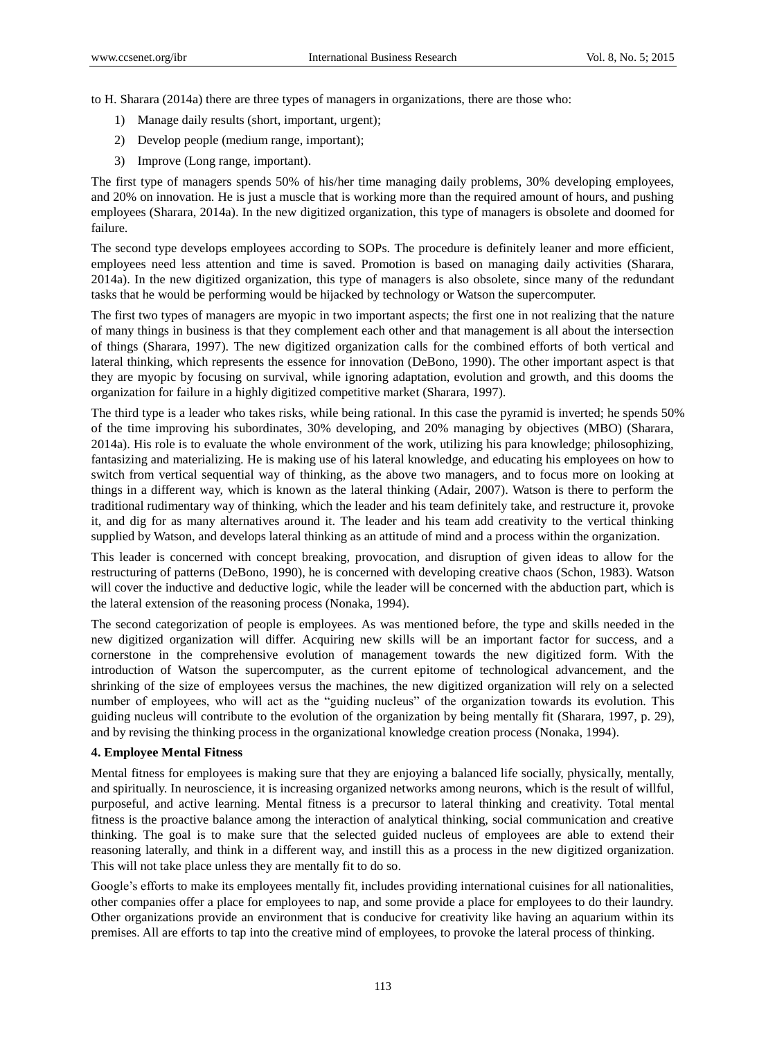to H. Sharara (2014a) there are three types of managers in organizations, there are those who:

1) Manage daily results (short, important, urgent);
2) Develop people (medium range, important);
3) Improve (Long range, important).

The first type of managers spends 50% of his/her time managing daily problems, 30% developing employees, and 20% on innovation. He is just a muscle that is working more than the required amount of hours, and pushing employees (Sharara, 2014a). In the new digitized organization, this type of managers is obsolete and doomed for failure.

The second type develops employees according to SOPs. The procedure is definitely leaner and more efficient, employees need less attention and time is saved. Promotion is based on managing daily activities (Sharara, 2014a). In the new digitized organization, this type of managers is also obsolete, since many of the redundant tasks that he would be performing would be hijacked by technology or Watson the supercomputer.

The first two types of managers are myopic in two important aspects; the first one in not realizing that the nature of many things in business is that they complement each other and that management is all about the intersection of things (Sharara, 1997). The new digitized organization calls for the combined efforts of both vertical and lateral thinking, which represents the essence for innovation (DeBono, 1990). The other important aspect is that they are myopic by focusing on survival, while ignoring adaptation, evolution and growth, and this dooms the organization for failure in a highly digitized competitive market (Sharara, 1997).

The third type is a leader who takes risks, while being rational. In this case the pyramid is inverted; he spends 50% of the time improving his subordinates, 30% developing, and 20% managing by objectives (MBO) (Sharara, 2014a). His role is to evaluate the whole environment of the work, utilizing his para knowledge; philosophizing, fantasizing and materializing. He is making use of his lateral knowledge, and educating his employees on how to switch from vertical sequential way of thinking, as the above two managers, and to focus more on looking at things in a different way, which is known as the lateral thinking (Adair, 2007). Watson is there to perform the traditional rudimentary way of thinking, which the leader and his team definitely take, and restructure it, provoke it, and dig for as many alternatives around it. The leader and his team add creativity to the vertical thinking supplied by Watson, and develops lateral thinking as an attitude of mind and a process within the organization.

This leader is concerned with concept breaking, provocation, and disruption of given ideas to allow for the restructuring of patterns (DeBono, 1990), he is concerned with developing creative chaos (Schon, 1983). Watson will cover the inductive and deductive logic, while the leader will be concerned with the abduction part, which is the lateral extension of the reasoning process (Nonaka, 1994).

The second categorization of people is employees. As was mentioned before, the type and skills needed in the new digitized organization will differ. Acquiring new skills will be an important factor for success, and a cornerstone in the comprehensive evolution of management towards the new digitized form. With the introduction of Watson the supercomputer, as the current epitome of technological advancement, and the shrinking of the size of employees versus the machines, the new digitized organization will rely on a selected number of employees, who will act as the "guiding nucleus" of the organization towards its evolution. This guiding nucleus will contribute to the evolution of the organization by being mentally fit (Sharara, 1997, p. 29), and by revising the thinking process in the organizational knowledge creation process (Nonaka, 1994).

**4. Employee Mental Fitness**

Mental fitness for employees is making sure that they are enjoying a balanced life socially, physically, mentally, and spiritually. In neuroscience, it is increasing organized networks among neurons, which is the result of willful, purposeful, and active learning. Mental fitness is a precursor to lateral thinking and creativity. Total mental fitness is the proactive balance among the interaction of analytical thinking, social communication and creative thinking. The goal is to make sure that the selected guided nucleus of employees are able to extend their reasoning laterally, and think in a different way, and instill this as a process in the new digitized organization. This will not take place unless they are mentally fit to do so.

Google's efforts to make its employees mentally fit, includes providing international cuisines for all nationalities, other companies offer a place for employees to nap, and some provide a place for employees to do their laundry. Other organizations provide an environment that is conducive for creativity like having an aquarium within its premises. All are efforts to tap into the creative mind of employees, to provoke the lateral process of thinking.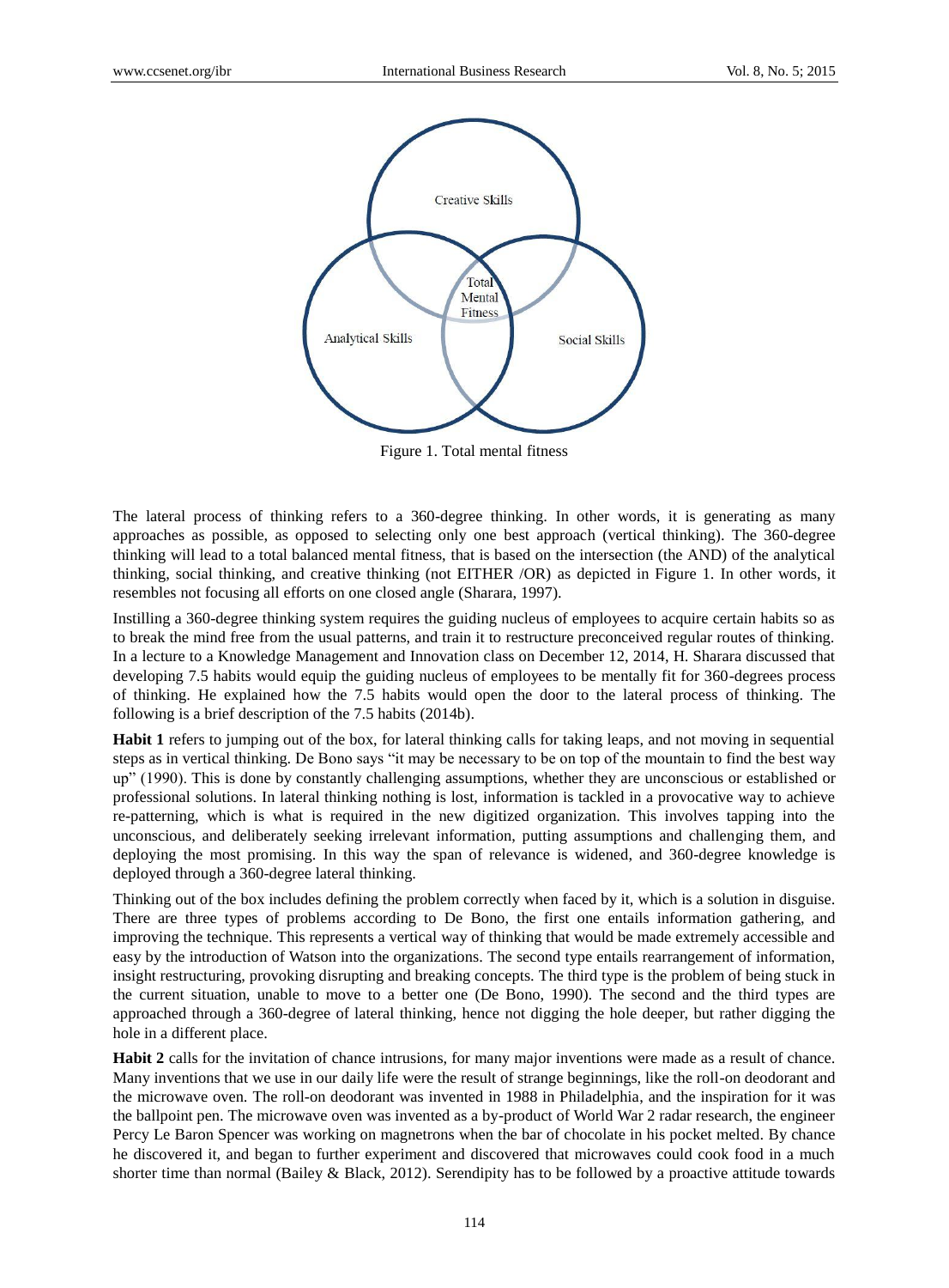Figure 1. Total mental fitness

The lateral process of thinking refers to a 360-degree thinking. In other words, it is generating as many approaches as possible, as opposed to selecting only one best approach (vertical thinking). The 360-degree thinking will lead to a total balanced mental fitness, that is based on the intersection (the AND) of the analytical thinking, social thinking, and creative thinking (not EITHER /OR) as depicted in Figure 1. In other words, it resembles not focusing all efforts on one closed angle (Sharara, 1997).

Instilling a 360-degree thinking system requires the guiding nucleus of employees to acquire certain habits so as to break the mind free from the usual patterns, and train it to restructure preconceived regular routes of thinking. In a lecture to a Knowledge Management and Innovation class on December 12, 2014, H. Sharara discussed that developing 7.5 habits would equip the guiding nucleus of employees to be mentally fit for 360-degrees process of thinking. He explained how the 7.5 habits would open the door to the lateral process of thinking. The following is a brief description of the 7.5 habits (2014b).

**Habit 1** refers to jumping out of the box, for lateral thinking calls for taking leaps, and not moving in sequential steps as in vertical thinking. De Bono says "it may be necessary to be on top of the mountain to find the best way up" (1990). This is done by constantly challenging assumptions, whether they are unconscious or established or professional solutions. In lateral thinking nothing is lost, information is tackled in a provocative way to achieve re-patterning, which is what is required in the new digitized organization. This involves tapping into the unconscious, and deliberately seeking irrelevant information, putting assumptions and challenging them, and deploying the most promising. In this way the span of relevance is widened, and 360-degree knowledge is deployed through a 360-degree lateral thinking.

Thinking out of the box includes defining the problem correctly when faced by it, which is a solution in disguise. There are three types of problems according to De Bono, the first one entails information gathering, and improving the technique. This represents a vertical way of thinking that would be made extremely accessible and easy by the introduction of Watson into the organizations. The second type entails rearrangement of information, insight restructuring, provoking disrupting and breaking concepts. The third type is the problem of being stuck in the current situation, unable to move to a better one (De Bono, 1990). The second and the third types are approached through a 360-degree of lateral thinking, hence not digging the hole deeper, but rather digging the hole in a different place.

**Habit 2** calls for the invitation of chance intrusions, for many major inventions were made as a result of chance. Many inventions that we use in our daily life were the result of strange beginnings, like the roll-on deodorant and the microwave oven. The roll-on deodorant was invented in 1988 in Philadelphia, and the inspiration for it was the ballpoint pen. The microwave oven was invented as a by-product of World War 2 radar research, the engineer Percy Le Baron Spencer was working on magnetrons when the bar of chocolate in his pocket melted. By chance he discovered it, and began to further experiment and discovered that microwaves could cook food in a much shorter time than normal (Bailey & Black, 2012). Serendipity has to be followed by a proactive attitude towards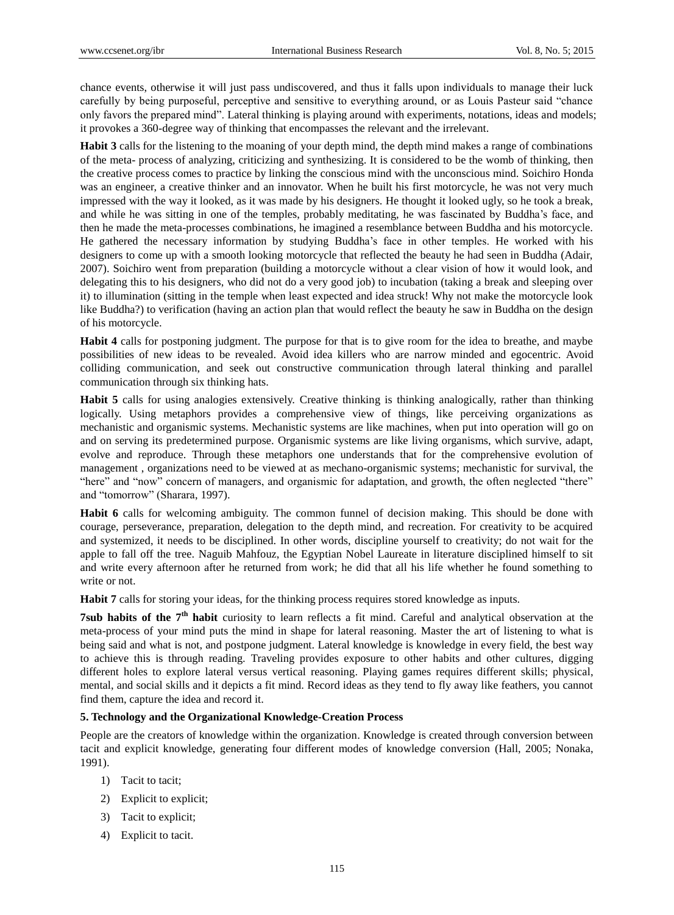chance events, otherwise it will just pass undiscovered, and thus it falls upon individuals to manage their luck carefully by being purposeful, perceptive and sensitive to everything around, or as Louis Pasteur said "chance only favors the prepared mind". Lateral thinking is playing around with experiments, notations, ideas and models; it provokes a 360-degree way of thinking that encompasses the relevant and the irrelevant.

**Habit 3** calls for the listening to the moaning of your depth mind, the depth mind makes a range of combinations of the meta- process of analyzing, criticizing and synthesizing. It is considered to be the womb of thinking, then the creative process comes to practice by linking the conscious mind with the unconscious mind. Soichiro Honda was an engineer, a creative thinker and an innovator. When he built his first motorcycle, he was not very much impressed with the way it looked, as it was made by his designers. He thought it looked ugly, so he took a break, and while he was sitting in one of the temples, probably meditating, he was fascinated by Buddha's face, and then he made the meta-processes combinations, he imagined a resemblance between Buddha and his motorcycle. He gathered the necessary information by studying Buddha's face in other temples. He worked with his designers to come up with a smooth looking motorcycle that reflected the beauty he had seen in Buddha (Adair, 2007). Soichiro went from preparation (building a motorcycle without a clear vision of how it would look, and delegating this to his designers, who did not do a very good job) to incubation (taking a break and sleeping over it) to illumination (sitting in the temple when least expected and idea struck! Why not make the motorcycle look like Buddha?) to verification (having an action plan that would reflect the beauty he saw in Buddha on the design of his motorcycle.

**Habit 4** calls for postponing judgment. The purpose for that is to give room for the idea to breathe, and maybe possibilities of new ideas to be revealed. Avoid idea killers who are narrow minded and egocentric. Avoid colliding communication, and seek out constructive communication through lateral thinking and parallel communication through six thinking hats.

**Habit 5** calls for using analogies extensively. Creative thinking is thinking analogically, rather than thinking logically. Using metaphors provides a comprehensive view of things, like perceiving organizations as mechanistic and organismic systems. Mechanistic systems are like machines, when put into operation will go on and on serving its predetermined purpose. Organismic systems are like living organisms, which survive, adapt, evolve and reproduce. Through these metaphors one understands that for the comprehensive evolution of management , organizations need to be viewed at as mechano-organismic systems; mechanistic for survival, the "here" and "now" concern of managers, and organismic for adaptation, and growth, the often neglected "there" and "tomorrow" (Sharara, 1997).

**Habit 6** calls for welcoming ambiguity. The common funnel of decision making. This should be done with courage, perseverance, preparation, delegation to the depth mind, and recreation. For creativity to be acquired and systemized, it needs to be disciplined. In other words, discipline yourself to creativity; do not wait for the apple to fall off the tree. Naguib Mahfouz, the Egyptian Nobel Laureate in literature disciplined himself to sit and write every afternoon after he returned from work; he did that all his life whether he found something to write or not.

**Habit 7** calls for storing your ideas, for the thinking process requires stored knowledge as inputs.

**7sub habits of the 7th habit** curiosity to learn reflects a fit mind. Careful and analytical observation at the meta-process of your mind puts the mind in shape for lateral reasoning. Master the art of listening to what is being said and what is not, and postpone judgment. Lateral knowledge is knowledge in every field, the best way to achieve this is through reading. Traveling provides exposure to other habits and other cultures, digging different holes to explore lateral versus vertical reasoning. Playing games requires different skills; physical, mental, and social skills and it depicts a fit mind. Record ideas as they tend to fly away like feathers, you cannot find them, capture the idea and record it.

### 5. Technology and the Organizational Knowledge-Creation Process

People are the creators of knowledge within the organization. Knowledge is created through conversion between tacit and explicit knowledge, generating four different modes of knowledge conversion (Hall, 2005; Nonaka, 1991).

1) Tacit to tacit;
2) Explicit to explicit;
3) Tacit to explicit;
4) Explicit to tacit.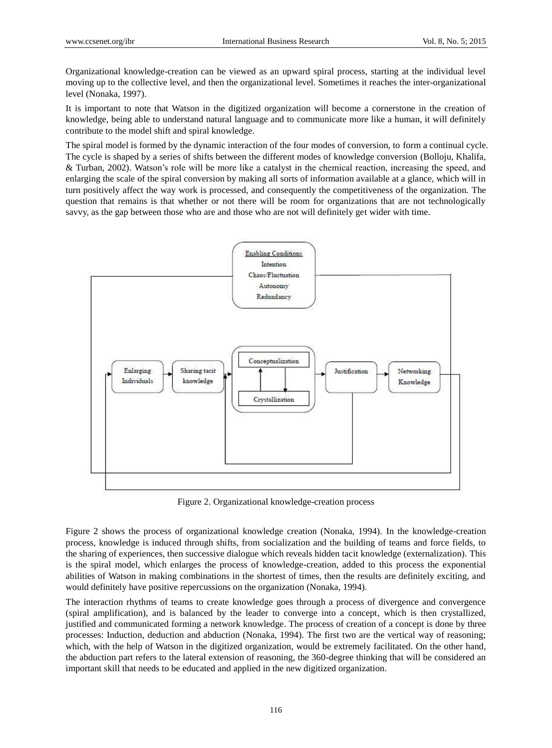Organizational knowledge-creation can be viewed as an upward spiral process, starting at the individual level moving up to the collective level, and then the organizational level. Sometimes it reaches the inter-organizational level (Nonaka, 1997).

It is important to note that Watson in the digitized organization will become a cornerstone in the creation of knowledge, being able to understand natural language and to communicate more like a human, it will definitely contribute to the model shift and spiral knowledge.

The spiral model is formed by the dynamic interaction of the four modes of conversion, to form a continual cycle. The cycle is shaped by a series of shifts between the different modes of knowledge conversion (Bolloju, Khalifa, & Turban, 2002). Watson's role will be more like a catalyst in the chemical reaction, increasing the speed, and enlarging the scale of the spiral conversion by making all sorts of information available at a glance, which will in turn positively affect the way work is processed, and consequently the competitiveness of the organization. The question that remains is that whether or not there will be room for organizations that are not technologically savvy, as the gap between those who are and those who are not will definitely get wider with time.

Enabling Conditions
Intention
Chaos/Fluctuation
Autonomy
Redundancy

Enlarging Individuals → Sharing tacit knowledge → Conceptualization ⇅ Crystallization → Justification → Networking Knowledge

Figure 2. Organizational knowledge-creation process

Figure 2 shows the process of organizational knowledge creation (Nonaka, 1994). In the knowledge-creation process, knowledge is induced through shifts, from socialization and the building of teams and force fields, to the sharing of experiences, then successive dialogue which reveals hidden tacit knowledge (externalization). This is the spiral model, which enlarges the process of knowledge-creation, added to this process the exponential abilities of Watson in making combinations in the shortest of times, then the results are definitely exciting, and would definitely have positive repercussions on the organization (Nonaka, 1994).

The interaction rhythms of teams to create knowledge goes through a process of divergence and convergence (spiral amplification), and is balanced by the leader to converge into a concept, which is then crystallized, justified and communicated forming a network knowledge. The process of creation of a concept is done by three processes: Induction, deduction and abduction (Nonaka, 1994). The first two are the vertical way of reasoning; which, with the help of Watson in the digitized organization, would be extremely facilitated. On the other hand, the abduction part refers to the lateral extension of reasoning, the 360-degree thinking that will be considered an important skill that needs to be educated and applied in the new digitized organization.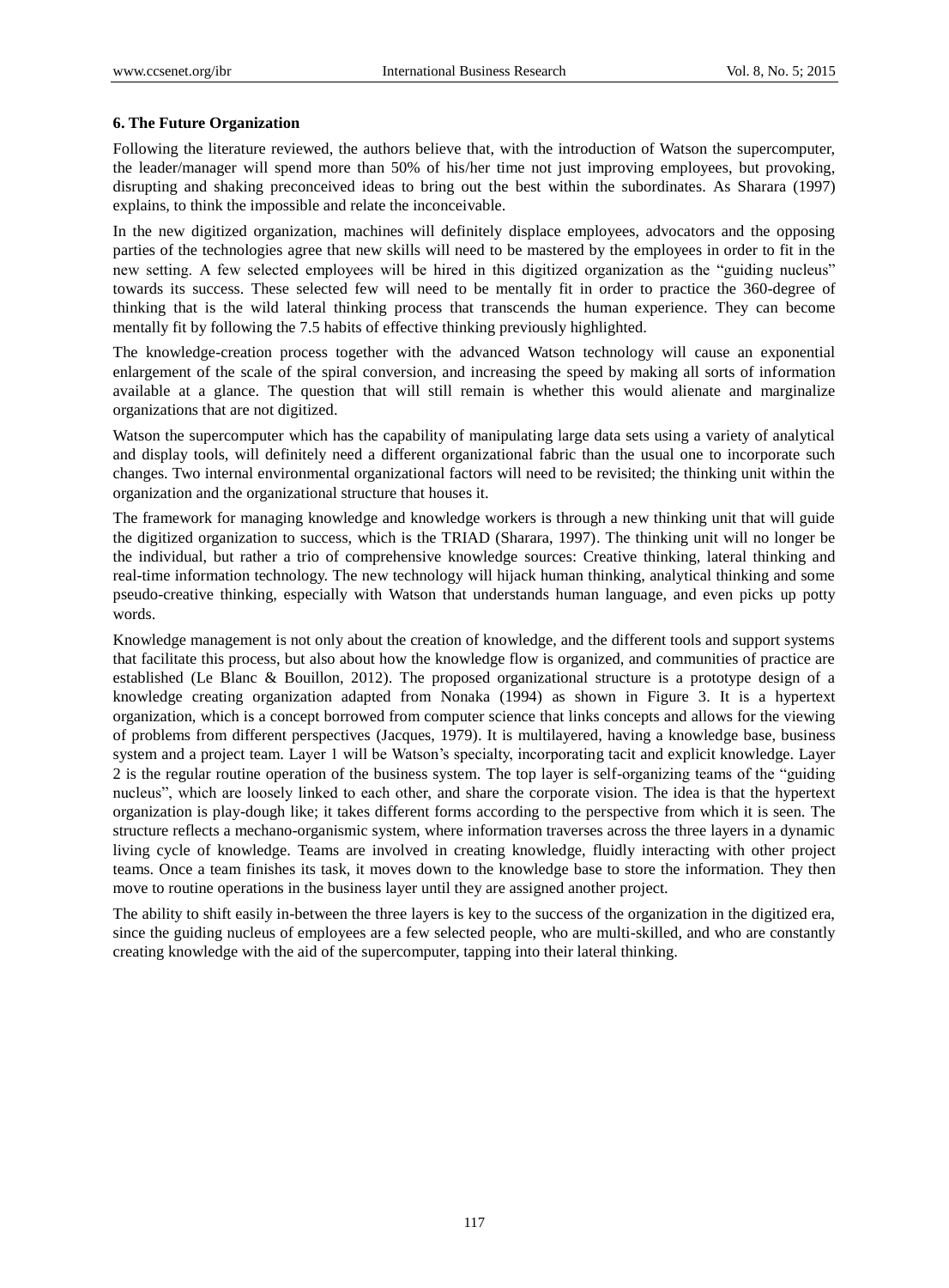**6. The Future Organization**

Following the literature reviewed, the authors believe that, with the introduction of Watson the supercomputer, the leader/manager will spend more than 50% of his/her time not just improving employees, but provoking, disrupting and shaking preconceived ideas to bring out the best within the subordinates. As Sharara (1997) explains, to think the impossible and relate the inconceivable.

In the new digitized organization, machines will definitely displace employees, advocators and the opposing parties of the technologies agree that new skills will need to be mastered by the employees in order to fit in the new setting. A few selected employees will be hired in this digitized organization as the "guiding nucleus" towards its success. These selected few will need to be mentally fit in order to practice the 360-degree of thinking that is the wild lateral thinking process that transcends the human experience. They can become mentally fit by following the 7.5 habits of effective thinking previously highlighted.

The knowledge-creation process together with the advanced Watson technology will cause an exponential enlargement of the scale of the spiral conversion, and increasing the speed by making all sorts of information available at a glance. The question that will still remain is whether this would alienate and marginalize organizations that are not digitized.

Watson the supercomputer which has the capability of manipulating large data sets using a variety of analytical and display tools, will definitely need a different organizational fabric than the usual one to incorporate such changes. Two internal environmental organizational factors will need to be revisited; the thinking unit within the organization and the organizational structure that houses it.

The framework for managing knowledge and knowledge workers is through a new thinking unit that will guide the digitized organization to success, which is the TRIAD (Sharara, 1997). The thinking unit will no longer be the individual, but rather a trio of comprehensive knowledge sources: Creative thinking, lateral thinking and real-time information technology. The new technology will hijack human thinking, analytical thinking and some pseudo-creative thinking, especially with Watson that understands human language, and even picks up potty words.

Knowledge management is not only about the creation of knowledge, and the different tools and support systems that facilitate this process, but also about how the knowledge flow is organized, and communities of practice are established (Le Blanc & Bouillon, 2012). The proposed organizational structure is a prototype design of a knowledge creating organization adapted from Nonaka (1994) as shown in Figure 3. It is a hypertext organization, which is a concept borrowed from computer science that links concepts and allows for the viewing of problems from different perspectives (Jacques, 1979). It is multilayered, having a knowledge base, business system and a project team. Layer 1 will be Watson's specialty, incorporating tacit and explicit knowledge. Layer 2 is the regular routine operation of the business system. The top layer is self-organizing teams of the "guiding nucleus", which are loosely linked to each other, and share the corporate vision. The idea is that the hypertext organization is play-dough like; it takes different forms according to the perspective from which it is seen. The structure reflects a mechano-organismic system, where information traverses across the three layers in a dynamic living cycle of knowledge. Teams are involved in creating knowledge, fluidly interacting with other project teams. Once a team finishes its task, it moves down to the knowledge base to store the information. They then move to routine operations in the business layer until they are assigned another project.

The ability to shift easily in-between the three layers is key to the success of the organization in the digitized era, since the guiding nucleus of employees are a few selected people, who are multi-skilled, and who are constantly creating knowledge with the aid of the supercomputer, tapping into their lateral thinking.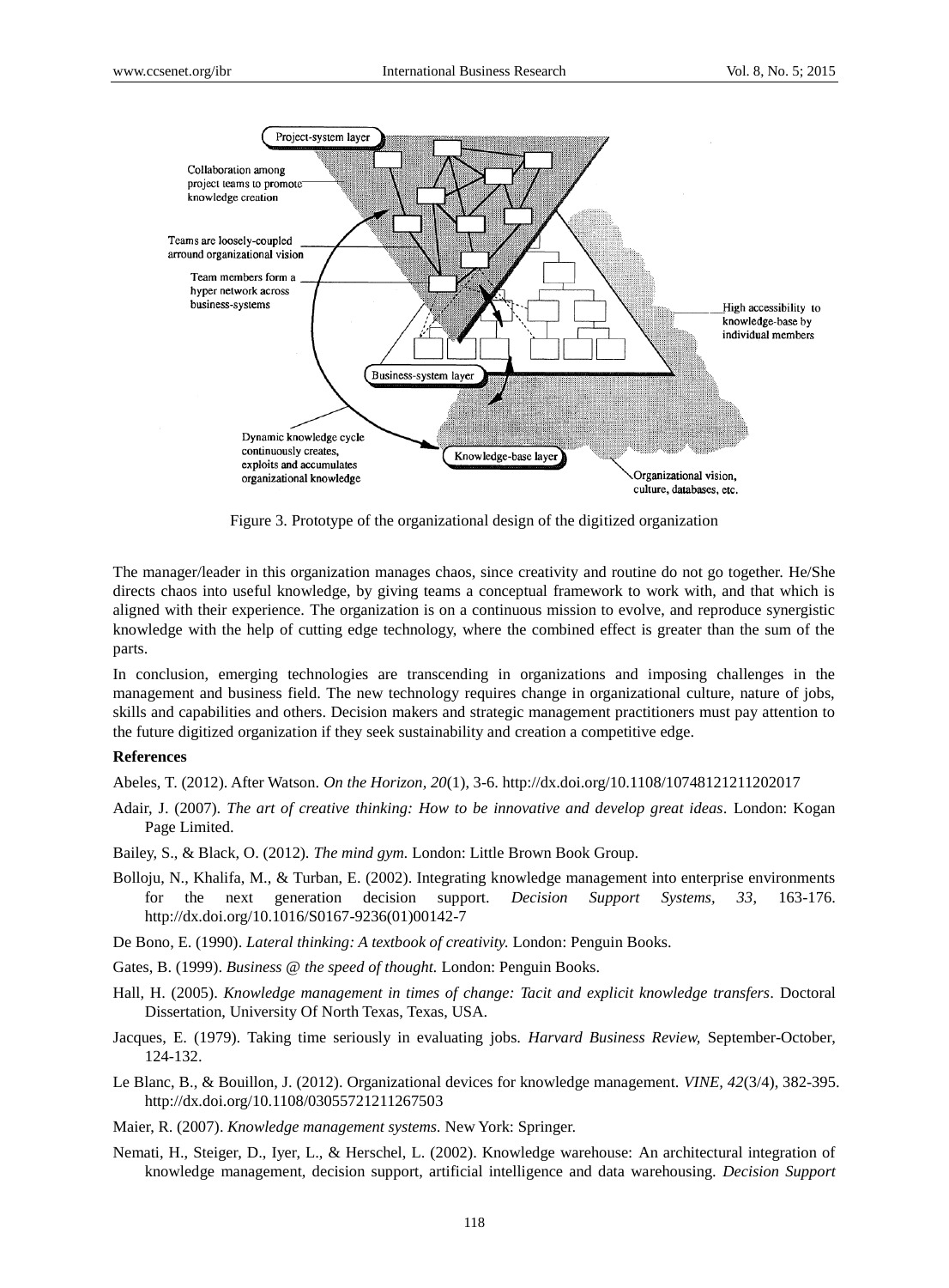Figure 3. Prototype of the organizational design of the digitized organization

The manager/leader in this organization manages chaos, since creativity and routine do not go together. He/She directs chaos into useful knowledge, by giving teams a conceptual framework to work with, and that which is aligned with their experience. The organization is on a continuous mission to evolve, and reproduce synergistic knowledge with the help of cutting edge technology, where the combined effect is greater than the sum of the parts.

In conclusion, emerging technologies are transcending in organizations and imposing challenges in the management and business field. The new technology requires change in organizational culture, nature of jobs, skills and capabilities and others. Decision makers and strategic management practitioners must pay attention to the future digitized organization if they seek sustainability and creation a competitive edge.

**References**

Abeles, T. (2012). After Watson. *On the Horizon, 20*(1), 3-6. http://dx.doi.org/10.1108/10748121211202017

Adair, J. (2007). *The art of creative thinking: How to be innovative and develop great ideas*. London: Kogan Page Limited.

Bailey, S., & Black, O. (2012). *The mind gym.* London: Little Brown Book Group.

Bolloju, N., Khalifa, M., & Turban, E. (2002). Integrating knowledge management into enterprise environments for the next generation decision support. *Decision Support Systems, 33*, 163-176. http://dx.doi.org/10.1016/S0167-9236(01)00142-7

De Bono, E. (1990). *Lateral thinking: A textbook of creativity.* London: Penguin Books.

Gates, B. (1999). *Business @ the speed of thought.* London: Penguin Books.

Hall, H. (2005). *Knowledge management in times of change: Tacit and explicit knowledge transfers*. Doctoral Dissertation, University Of North Texas, Texas, USA.

Jacques, E. (1979). Taking time seriously in evaluating jobs. *Harvard Business Review,* September-October, 124-132.

Le Blanc, B., & Bouillon, J. (2012). Organizational devices for knowledge management. *VINE, 42*(3/4), 382-395. http://dx.doi.org/10.1108/03055721211267503

Maier, R. (2007). *Knowledge management systems.* New York: Springer.

Nemati, H., Steiger, D., Iyer, L., & Herschel, L. (2002). Knowledge warehouse: An architectural integration of knowledge management, decision support, artificial intelligence and data warehousing. *Decision Support*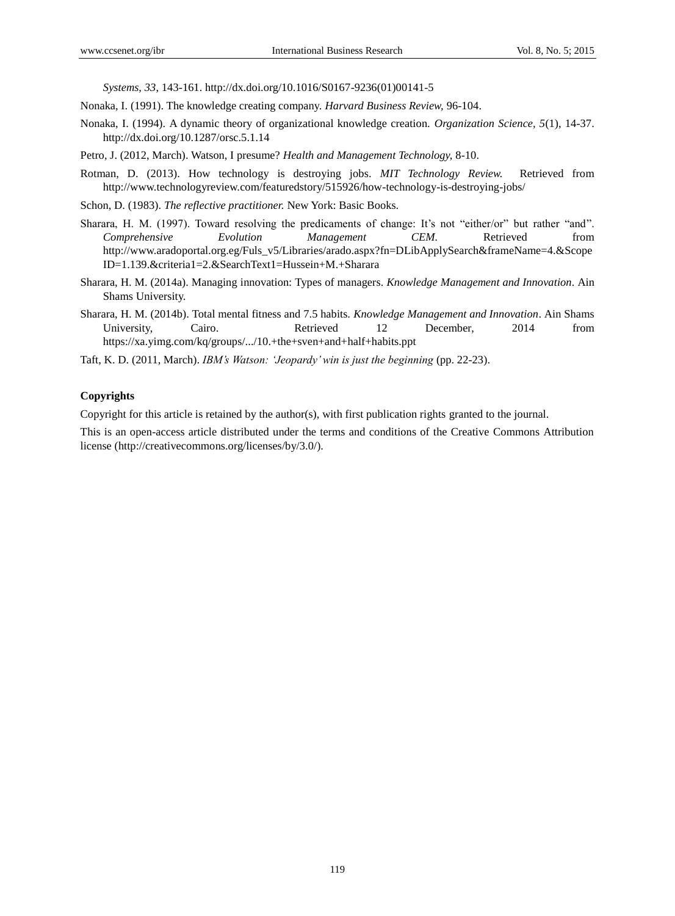*Systems, 33*, 143-161. http://dx.doi.org/10.1016/S0167-9236(01)00141-5

Nonaka, I. (1991). The knowledge creating company. *Harvard Business Review,* 96-104.

Nonaka, I. (1994). A dynamic theory of organizational knowledge creation. *Organization Science, 5*(1), 14-37. http://dx.doi.org/10.1287/orsc.5.1.14

Petro, J. (2012, March). Watson, I presume? *Health and Management Technology,* 8-10.

Rotman, D. (2013). How technology is destroying jobs. *MIT Technology Review.* Retrieved from http://www.technologyreview.com/featuredstory/515926/how-technology-is-destroying-jobs/

Schon, D. (1983). *The reflective practitioner.* New York: Basic Books.

Sharara, H. M. (1997). Toward resolving the predicaments of change: It's not "either/or" but rather "and". *Comprehensive Evolution Management CEM.* Retrieved from http://www.aradoportal.org.eg/Fuls_v5/Libraries/arado.aspx?fn=DLibApplySearch&frameName=4.&ScopeID=1.139.&criteria1=2.&SearchText1=Hussein+M.+Sharara

Sharara, H. M. (2014a). Managing innovation: Types of managers. *Knowledge Management and Innovation*. Ain Shams University.

Sharara, H. M. (2014b). Total mental fitness and 7.5 habits. *Knowledge Management and Innovation*. Ain Shams University, Cairo. Retrieved 12 December, 2014 from https://xa.yimg.com/kq/groups/.../10.+the+sven+and+half+habits.ppt

Taft, K. D. (2011, March). *IBM's Watson: 'Jeopardy' win is just the beginning* (pp. 22-23).

**Copyrights**

Copyright for this article is retained by the author(s), with first publication rights granted to the journal.

This is an open-access article distributed under the terms and conditions of the Creative Commons Attribution license (http://creativecommons.org/licenses/by/3.0/).